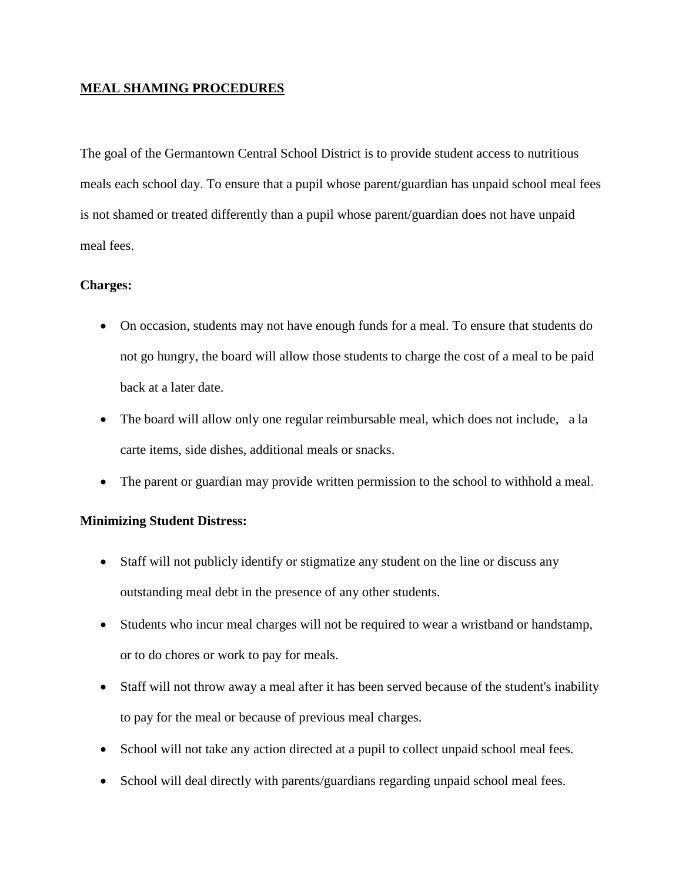**MEAL SHAMING PROCEDURES**

The goal of the Germantown Central School District is to provide student access to nutritious meals each school day. To ensure that a pupil whose parent/guardian has unpaid school meal fees is not shamed or treated differently than a pupil whose parent/guardian does not have unpaid meal fees.

**Charges:**

- On occasion, students may not have enough funds for a meal. To ensure that students do not go hungry, the board will allow those students to charge the cost of a meal to be paid back at a later date.
- The board will allow only one regular reimbursable meal, which does not include, a la carte items, side dishes, additional meals or snacks.
- The parent or guardian may provide written permission to the school to withhold a meal.

**Minimizing Student Distress:**

- Staff will not publicly identify or stigmatize any student on the line or discuss any outstanding meal debt in the presence of any other students.
- Students who incur meal charges will not be required to wear a wristband or handstamp, or to do chores or work to pay for meals.
- Staff will not throw away a meal after it has been served because of the student's inability to pay for the meal or because of previous meal charges.
- School will not take any action directed at a pupil to collect unpaid school meal fees.
- School will deal directly with parents/guardians regarding unpaid school meal fees.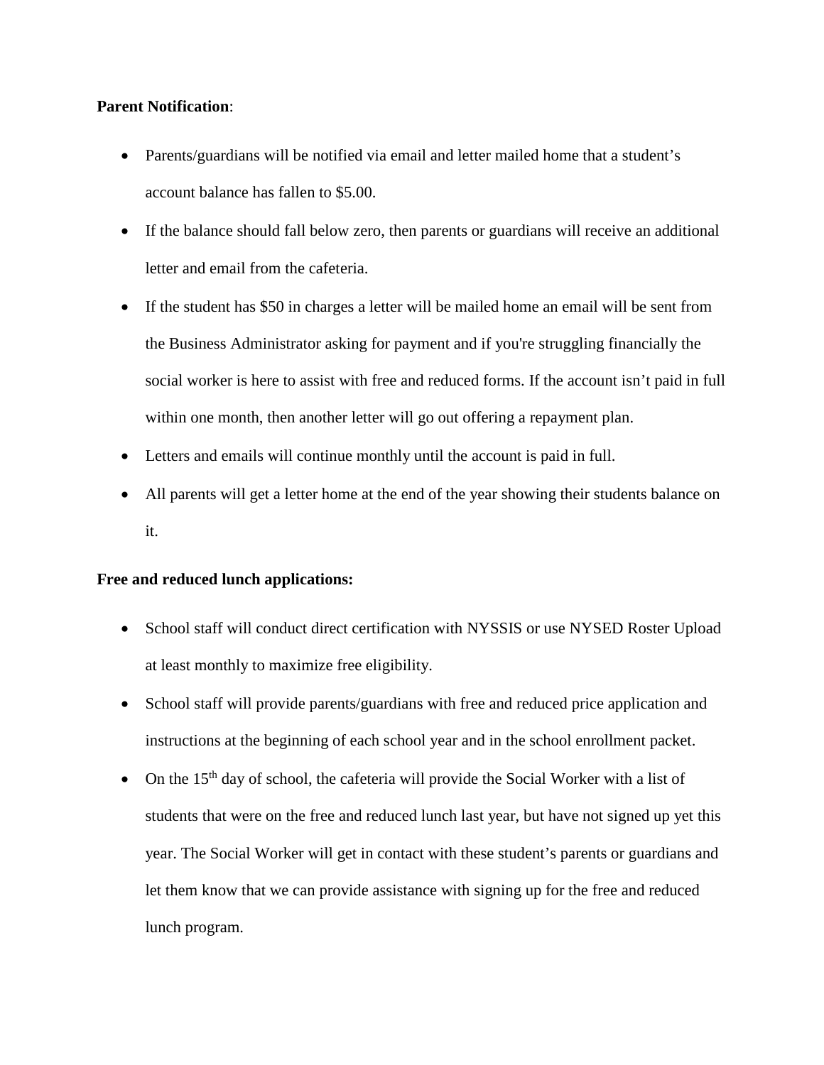**Parent Notification**:

- Parents/guardians will be notified via email and letter mailed home that a student's account balance has fallen to $5.00.
- If the balance should fall below zero, then parents or guardians will receive an additional letter and email from the cafeteria.
- If the student has $50 in charges a letter will be mailed home an email will be sent from the Business Administrator asking for payment and if you're struggling financially the social worker is here to assist with free and reduced forms. If the account isn't paid in full within one month, then another letter will go out offering a repayment plan.
- Letters and emails will continue monthly until the account is paid in full.
- All parents will get a letter home at the end of the year showing their students balance on it.

**Free and reduced lunch applications:**

- School staff will conduct direct certification with NYSSIS or use NYSED Roster Upload at least monthly to maximize free eligibility.
- School staff will provide parents/guardians with free and reduced price application and instructions at the beginning of each school year and in the school enrollment packet.
- On the 15th day of school, the cafeteria will provide the Social Worker with a list of students that were on the free and reduced lunch last year, but have not signed up yet this year. The Social Worker will get in contact with these student's parents or guardians and let them know that we can provide assistance with signing up for the free and reduced lunch program.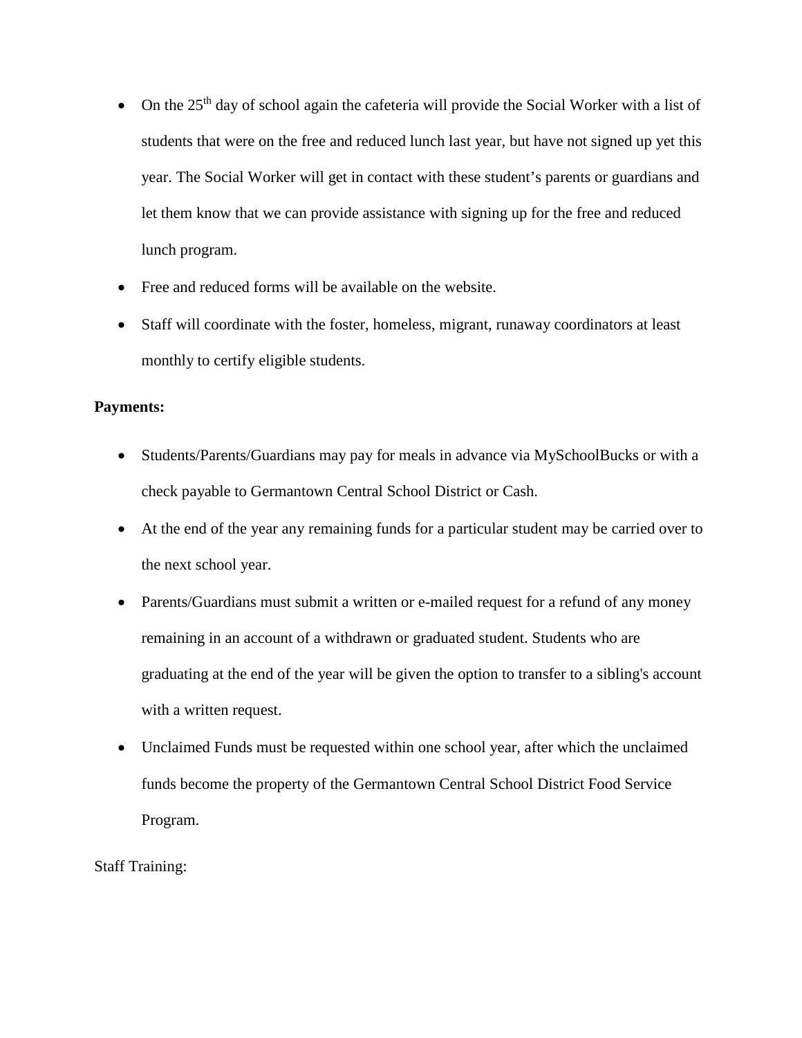- On the 25th day of school again the cafeteria will provide the Social Worker with a list of students that were on the free and reduced lunch last year, but have not signed up yet this year. The Social Worker will get in contact with these student's parents or guardians and let them know that we can provide assistance with signing up for the free and reduced lunch program.
- Free and reduced forms will be available on the website.
- Staff will coordinate with the foster, homeless, migrant, runaway coordinators at least monthly to certify eligible students.

**Payments:**

- Students/Parents/Guardians may pay for meals in advance via MySchoolBucks or with a check payable to Germantown Central School District or Cash.
- At the end of the year any remaining funds for a particular student may be carried over to the next school year.
- Parents/Guardians must submit a written or e-mailed request for a refund of any money remaining in an account of a withdrawn or graduated student. Students who are graduating at the end of the year will be given the option to transfer to a sibling's account with a written request.
- Unclaimed Funds must be requested within one school year, after which the unclaimed funds become the property of the Germantown Central School District Food Service Program.

Staff Training: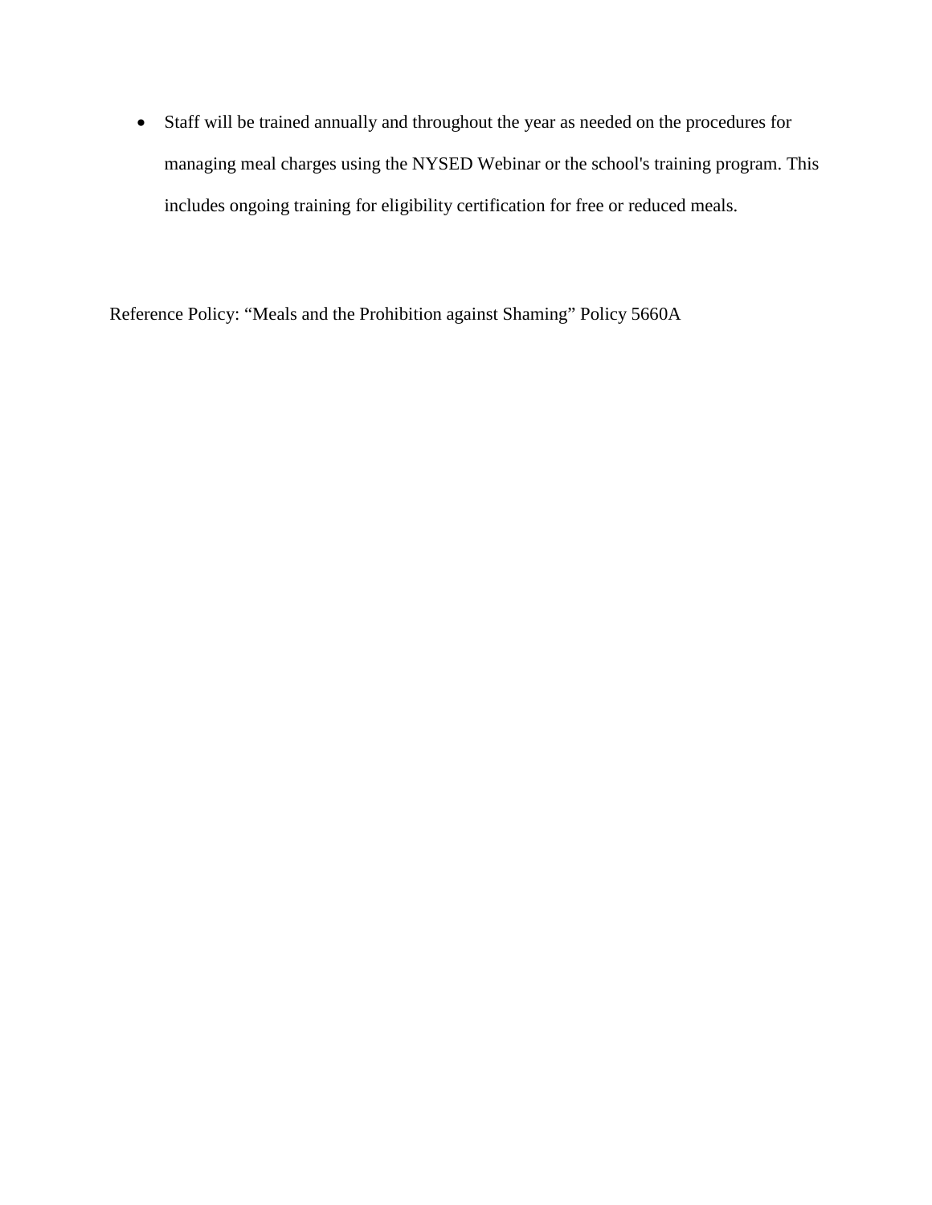- Staff will be trained annually and throughout the year as needed on the procedures for managing meal charges using the NYSED Webinar or the school's training program. This includes ongoing training for eligibility certification for free or reduced meals.

Reference Policy: “Meals and the Prohibition against Shaming” Policy 5660A